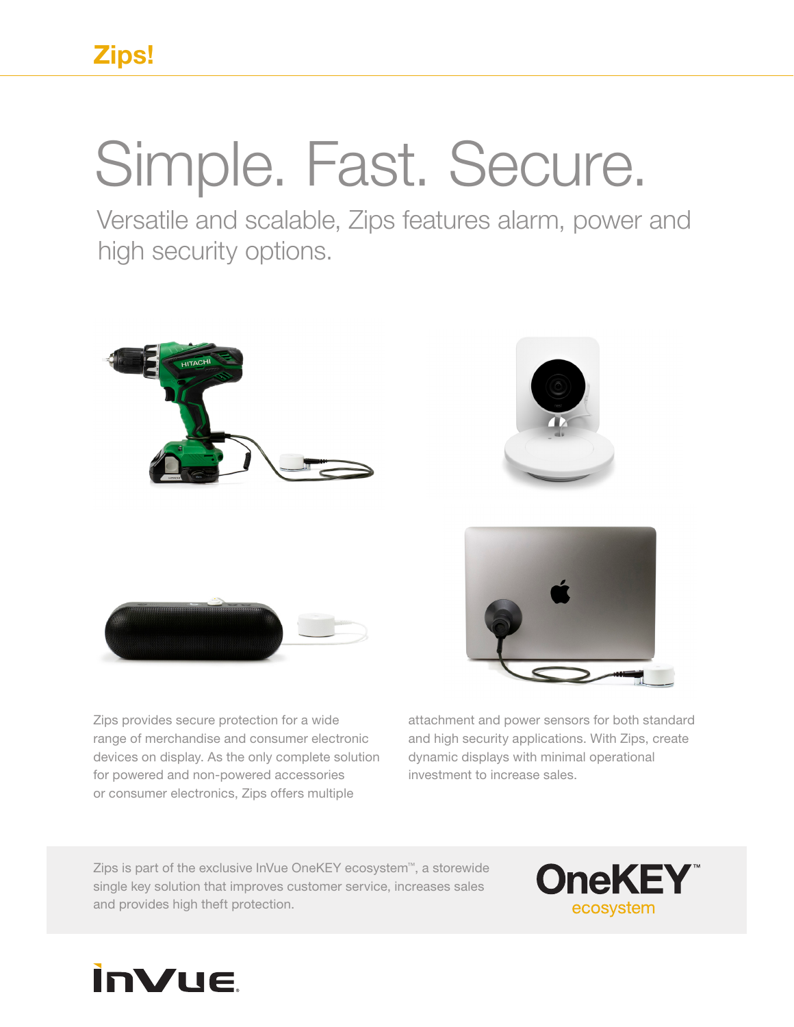# Zips!

# Simple. Fast. Secure.

## Versatile and scalable, Zips features alarm, power and high security options.

Zips provides secure protection for a wide range of merchandise and consumer electronic devices on display. As the only complete solution for powered and non-powered accessories or consumer electronics, Zips offers multiple attachment and power sensors for both standard and high security applications. With Zips, create dynamic displays with minimal operational investment to increase sales.

Zips is part of the exclusive InVue OneKEY ecosystem™, a storewide single key solution that improves customer service, increases sales and provides high theft protection.

**OneKEY™** ecosystem

**InVue**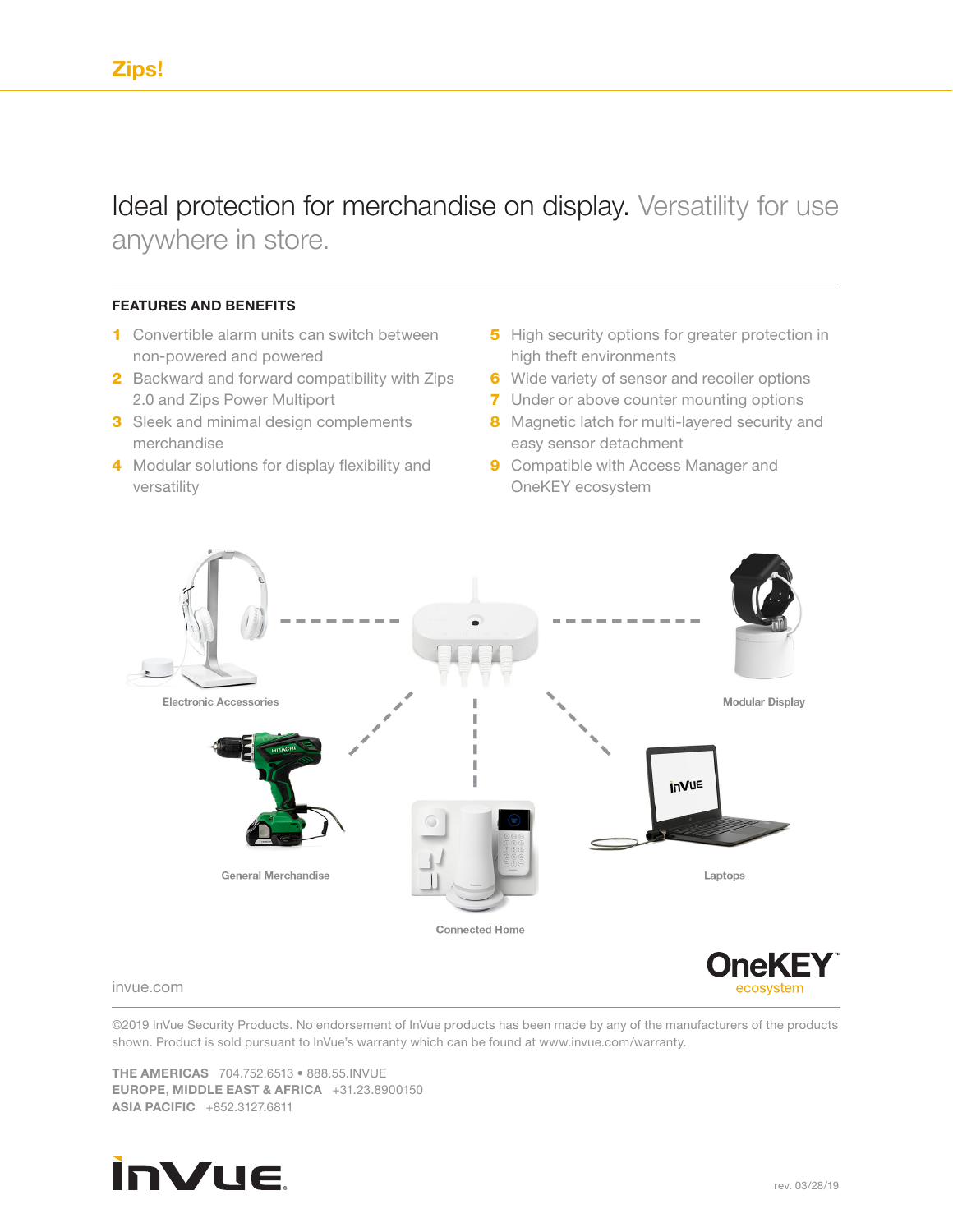Zips!

# Ideal protection for merchandise on display. Versatility for use anywhere in store.

## FEATURES AND BENEFITS

1. Convertible alarm units can switch between non-powered and powered
2. Backward and forward compatibility with Zips 2.0 and Zips Power Multiport
3. Sleek and minimal design complements merchandise
4. Modular solutions for display flexibility and versatility
5. High security options for greater protection in high theft environments
6. Wide variety of sensor and recoiler options
7. Under or above counter mounting options
8. Magnetic latch for multi-layered security and easy sensor detachment
9. Compatible with Access Manager and OneKEY ecosystem

Electronic Accessories

Modular Display

General Merchandise

Laptops

Connected Home

invue.com

OneKEY™ ecosystem

©2019 InVue Security Products. No endorsement of InVue products has been made by any of the manufacturers of the products shown. Product is sold pursuant to InVue's warranty which can be found at www.invue.com/warranty.

**THE AMERICAS** 704.752.6513 • 888.55.INVUE
**EUROPE, MIDDLE EAST & AFRICA** +31.23.8900150
**ASIA PACIFIC** +852.3127.6811

InVue

rev. 03/28/19